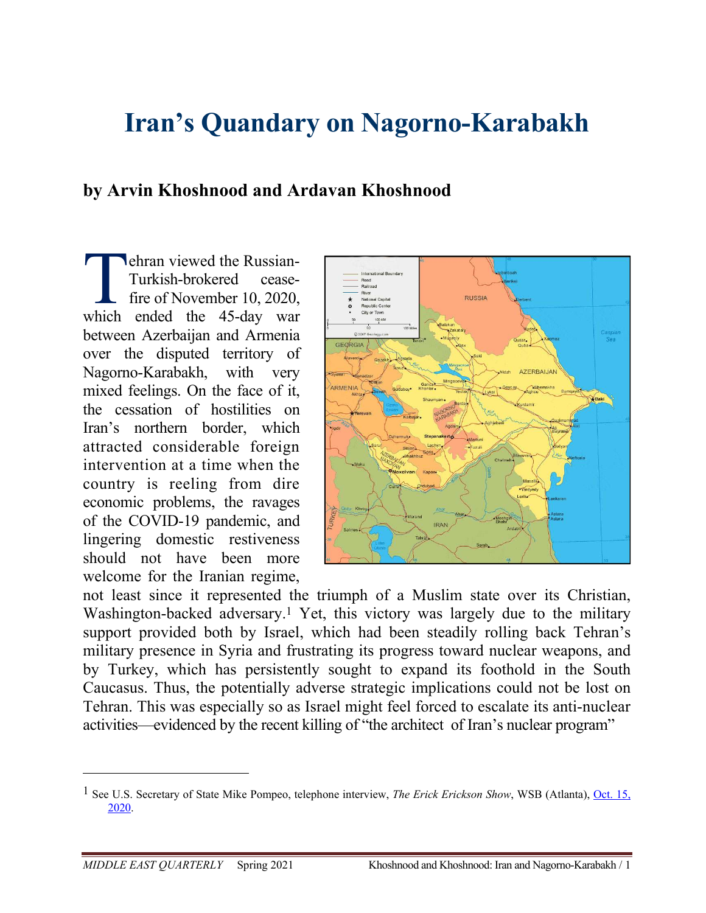# Iran's Quandary on Nagorno-Karabakh

**by Arvin Khoshnood and Ardavan Khoshnood**

Tehran viewed the Russian-Turkish-brokered cease-fire of November 10, 2020, which ended the 45-day war between Azerbaijan and Armenia over the disputed territory of Nagorno-Karabakh, with very mixed feelings. On the face of it, the cessation of hostilities on Iran's northern border, which attracted considerable foreign intervention at a time when the country is reeling from dire economic problems, the ravages of the COVID-19 pandemic, and lingering domestic restiveness should not have been more welcome for the Iranian regime, not least since it represented the triumph of a Muslim state over its Christian, Washington-backed adversary.[1] Yet, this victory was largely due to the military support provided both by Israel, which had been steadily rolling back Tehran's military presence in Syria and frustrating its progress toward nuclear weapons, and by Turkey, which has persistently sought to expand its foothold in the South Caucasus. Thus, the potentially adverse strategic implications could not be lost on Tehran. This was especially so as Israel might feel forced to escalate its anti-nuclear activities—evidenced by the recent killing of "the architect of Iran's nuclear program"

---

[1] See U.S. Secretary of State Mike Pompeo, telephone interview, *The Erick Erickson Show*, WSB (Atlanta), Oct. 15, 2020.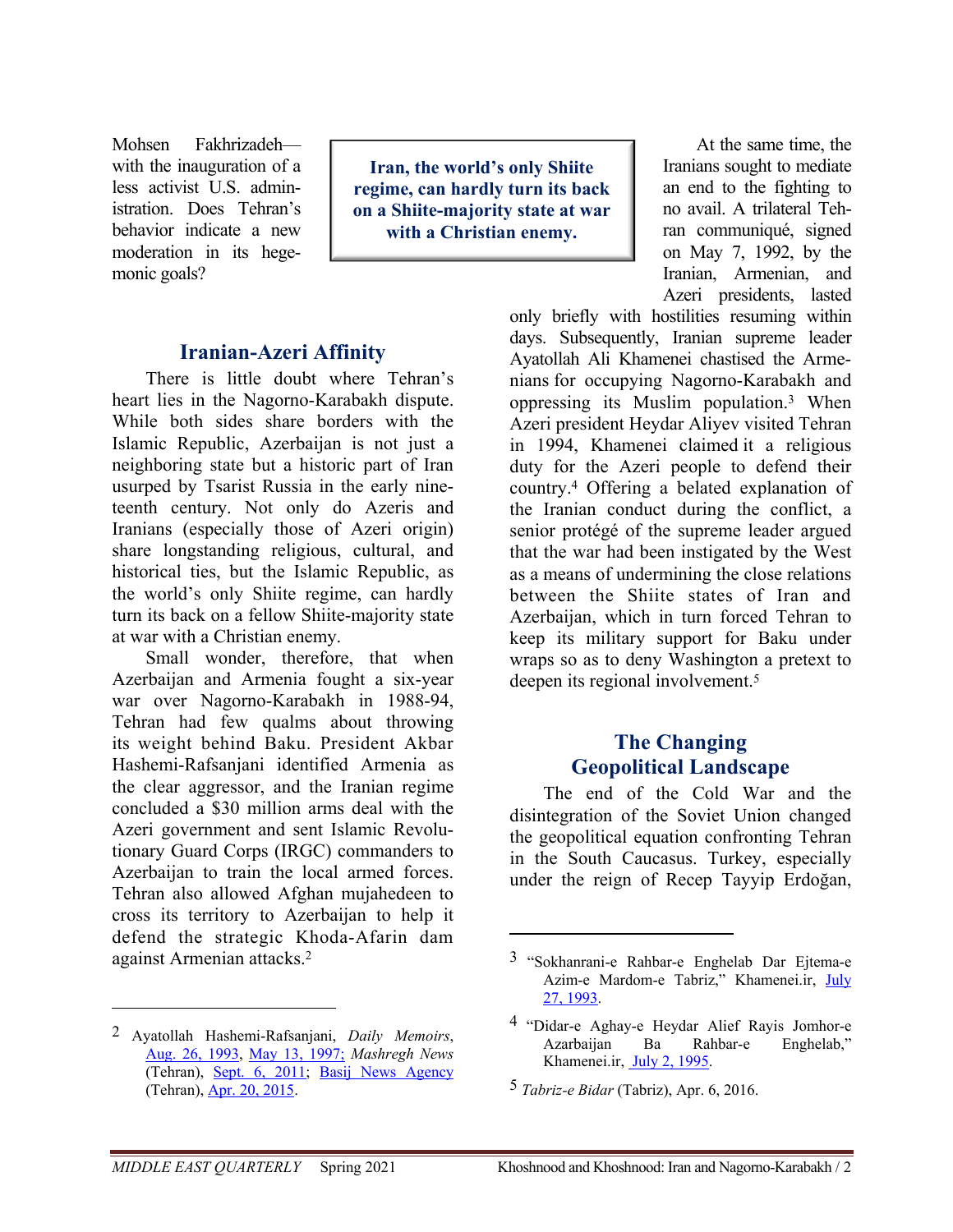Mohsen Fakhrizadeh—with the inauguration of a less activist U.S. administration. Does Tehran's behavior indicate a new moderation in its hegemonic goals?

**Iran, the world's only Shiite regime, can hardly turn its back on a Shiite-majority state at war with a Christian enemy.**

## Iranian-Azeri Affinity

There is little doubt where Tehran's heart lies in the Nagorno-Karabakh dispute. While both sides share borders with the Islamic Republic, Azerbaijan is not just a neighboring state but a historic part of Iran usurped by Tsarist Russia in the early nineteenth century. Not only do Azeris and Iranians (especially those of Azeri origin) share longstanding religious, cultural, and historical ties, but the Islamic Republic, as the world's only Shiite regime, can hardly turn its back on a fellow Shiite-majority state at war with a Christian enemy.

Small wonder, therefore, that when Azerbaijan and Armenia fought a six-year war over Nagorno-Karabakh in 1988-94, Tehran had few qualms about throwing its weight behind Baku. President Akbar Hashemi-Rafsanjani identified Armenia as the clear aggressor, and the Iranian regime concluded a $30 million arms deal with the Azeri government and sent Islamic Revolutionary Guard Corps (IRGC) commanders to Azerbaijan to train the local armed forces. Tehran also allowed Afghan mujahedeen to cross its territory to Azerbaijan to help it defend the strategic Khoda-Afarin dam against Armenian attacks.[2]

At the same time, the Iranians sought to mediate an end to the fighting to no avail. A trilateral Tehran communiqué, signed on May 7, 1992, by the Iranian, Armenian, and Azeri presidents, lasted only briefly with hostilities resuming within days. Subsequently, Iranian supreme leader Ayatollah Ali Khamenei chastised the Armenians for occupying Nagorno-Karabakh and oppressing its Muslim population.[3] When Azeri president Heydar Aliyev visited Tehran in 1994, Khamenei claimed it a religious duty for the Azeri people to defend their country.[4] Offering a belated explanation of the Iranian conduct during the conflict, a senior protégé of the supreme leader argued that the war had been instigated by the West as a means of undermining the close relations between the Shiite states of Iran and Azerbaijan, which in turn forced Tehran to keep its military support for Baku under wraps so as to deny Washington a pretext to deepen its regional involvement.[5]

## The Changing Geopolitical Landscape

The end of the Cold War and the disintegration of the Soviet Union changed the geopolitical equation confronting Tehran in the South Caucasus. Turkey, especially under the reign of Recep Tayyip Erdoğan,

---

[2] Ayatollah Hashemi-Rafsanjani, *Daily Memoirs*, Aug. 26, 1993, May 13, 1997; *Mashregh News* (Tehran), Sept. 6, 2011; Basij News Agency (Tehran), Apr. 20, 2015.

[3] "Sokhanrani-e Rahbar-e Enghelab Dar Ejtema-e Azim-e Mardom-e Tabriz," Khamenei.ir, July 27, 1993.

[4] "Didar-e Aghay-e Heydar Alief Rayis Jomhor-e Azarbaijan Ba Rahbar-e Enghelab," Khamenei.ir, July 2, 1995.

[5] *Tabriz-e Bidar* (Tabriz), Apr. 6, 2016.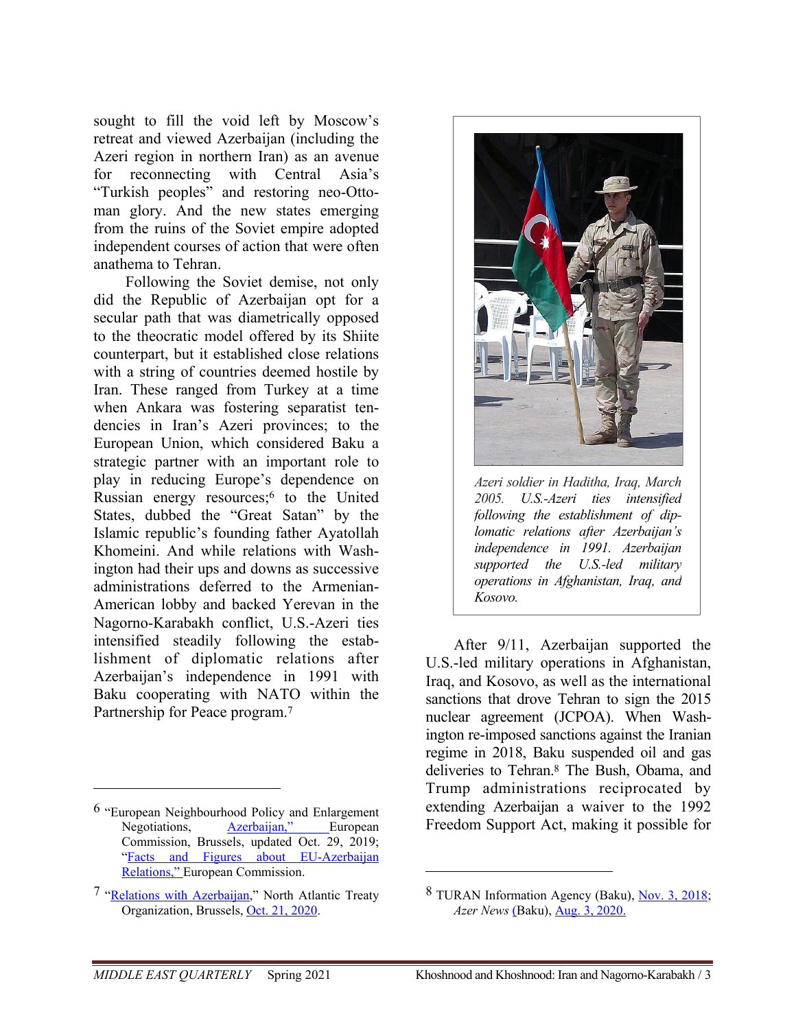sought to fill the void left by Moscow's retreat and viewed Azerbaijan (including the Azeri region in northern Iran) as an avenue for reconnecting with Central Asia's "Turkish peoples" and restoring neo-Ottoman glory. And the new states emerging from the ruins of the Soviet empire adopted independent courses of action that were often anathema to Tehran.

Following the Soviet demise, not only did the Republic of Azerbaijan opt for a secular path that was diametrically opposed to the theocratic model offered by its Shiite counterpart, but it established close relations with a string of countries deemed hostile by Iran. These ranged from Turkey at a time when Ankara was fostering separatist tendencies in Iran's Azeri provinces; to the European Union, which considered Baku a strategic partner with an important role to play in reducing Europe's dependence on Russian energy resources;[6] to the United States, dubbed the "Great Satan" by the Islamic republic's founding father Ayatollah Khomeini. And while relations with Washington had their ups and downs as successive administrations deferred to the Armenian-American lobby and backed Yerevan in the Nagorno-Karabakh conflict, U.S.-Azeri ties intensified steadily following the establishment of diplomatic relations after Azerbaijan's independence in 1991 with Baku cooperating with NATO within the Partnership for Peace program.[7]

*Azeri soldier in Haditha, Iraq, March 2005. U.S.-Azeri ties intensified following the establishment of diplomatic relations after Azerbaijan's independence in 1991. Azerbaijan supported the U.S.-led military operations in Afghanistan, Iraq, and Kosovo.*

After 9/11, Azerbaijan supported the U.S.-led military operations in Afghanistan, Iraq, and Kosovo, as well as the international sanctions that drove Tehran to sign the 2015 nuclear agreement (JCPOA). When Washington re-imposed sanctions against the Iranian regime in 2018, Baku suspended oil and gas deliveries to Tehran.[8] The Bush, Obama, and Trump administrations reciprocated by extending Azerbaijan a waiver to the 1992 Freedom Support Act, making it possible for

---

6 "European Neighbourhood Policy and Enlargement Negotiations, Azerbaijan," European Commission, Brussels, updated Oct. 29, 2019; "Facts and Figures about EU-Azerbaijan Relations," European Commission.

7 "Relations with Azerbaijan," North Atlantic Treaty Organization, Brussels, Oct. 21, 2020.

8 TURAN Information Agency (Baku), Nov. 3, 2018; *Azer News* (Baku), Aug. 3, 2020.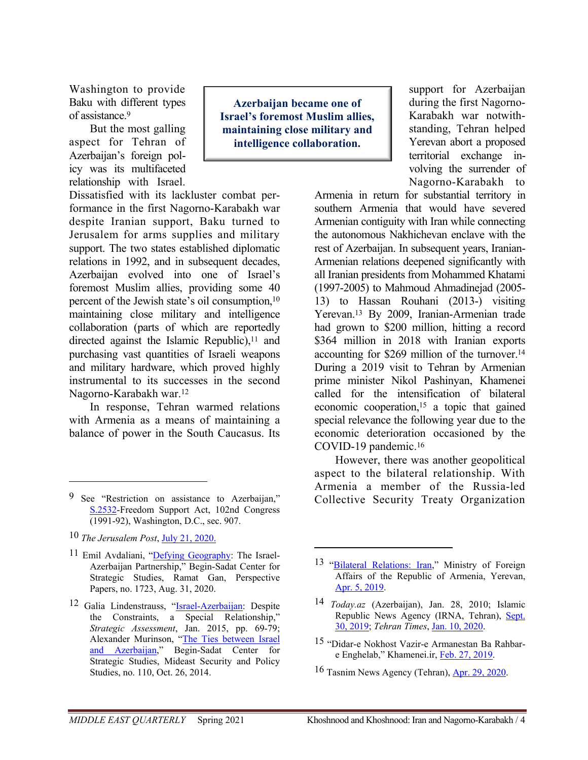Washington to provide Baku with different types of assistance.[9]

But the most galling aspect for Tehran of Azerbaijan's foreign policy was its multifaceted relationship with Israel. Dissatisfied with its lackluster combat performance in the first Nagorno-Karabakh war despite Iranian support, Baku turned to Jerusalem for arms supplies and military support. The two states established diplomatic relations in 1992, and in subsequent decades, Azerbaijan evolved into one of Israel's foremost Muslim allies, providing some 40 percent of the Jewish state's oil consumption,[10] maintaining close military and intelligence collaboration (parts of which are reportedly directed against the Islamic Republic),[11] and purchasing vast quantities of Israeli weapons and military hardware, which proved highly instrumental to its successes in the second Nagorno-Karabakh war.[12]

**Azerbaijan became one of Israel's foremost Muslim allies, maintaining close military and intelligence collaboration.**

In response, Tehran warmed relations with Armenia as a means of maintaining a balance of power in the South Caucasus. Its support for Azerbaijan during the first Nagorno-Karabakh war notwithstanding, Tehran helped Yerevan abort a proposed territorial exchange involving the surrender of Nagorno-Karabakh to Armenia in return for substantial territory in southern Armenia that would have severed Armenian contiguity with Iran while connecting the autonomous Nakhichevan enclave with the rest of Azerbaijan. In subsequent years, Iranian-Armenian relations deepened significantly with all Iranian presidents from Mohammed Khatami (1997-2005) to Mahmoud Ahmadinejad (2005-13) to Hassan Rouhani (2013-) visiting Yerevan.[13] By 2009, Iranian-Armenian trade had grown to $200 million, hitting a record $364 million in 2018 with Iranian exports accounting for $269 million of the turnover.[14] During a 2019 visit to Tehran by Armenian prime minister Nikol Pashinyan, Khamenei called for the intensification of bilateral economic cooperation,[15] a topic that gained special relevance the following year due to the economic deterioration occasioned by the COVID-19 pandemic.[16]

However, there was another geopolitical aspect to the bilateral relationship. With Armenia a member of the Russia-led Collective Security Treaty Organization

---

9 See "Restriction on assistance to Azerbaijan," S.2532-Freedom Support Act, 102nd Congress (1991-92), Washington, D.C., sec. 907.

10 *The Jerusalem Post*, July 21, 2020.

11 Emil Avdaliani, "Defying Geography: The Israel-Azerbaijan Partnership," Begin-Sadat Center for Strategic Studies, Ramat Gan, Perspective Papers, no. 1723, Aug. 31, 2020.

12 Galia Lindenstrauss, "Israel-Azerbaijan: Despite the Constraints, a Special Relationship," *Strategic Assessment*, Jan. 2015, pp. 69-79; Alexander Murinson, "The Ties between Israel and Azerbaijan," Begin-Sadat Center for Strategic Studies, Mideast Security and Policy Studies, no. 110, Oct. 26, 2014.

13 "Bilateral Relations: Iran," Ministry of Foreign Affairs of the Republic of Armenia, Yerevan, Apr. 5, 2019.

14 *Today.az* (Azerbaijan), Jan. 28, 2010; Islamic Republic News Agency (IRNA, Tehran), Sept. 30, 2019; *Tehran Times*, Jan. 10, 2020.

15 "Didar-e Nokhost Vazir-e Armanestan Ba Rahbar-e Enghelab," Khamenei.ir, Feb. 27, 2019.

16 Tasnim News Agency (Tehran), Apr. 29, 2020.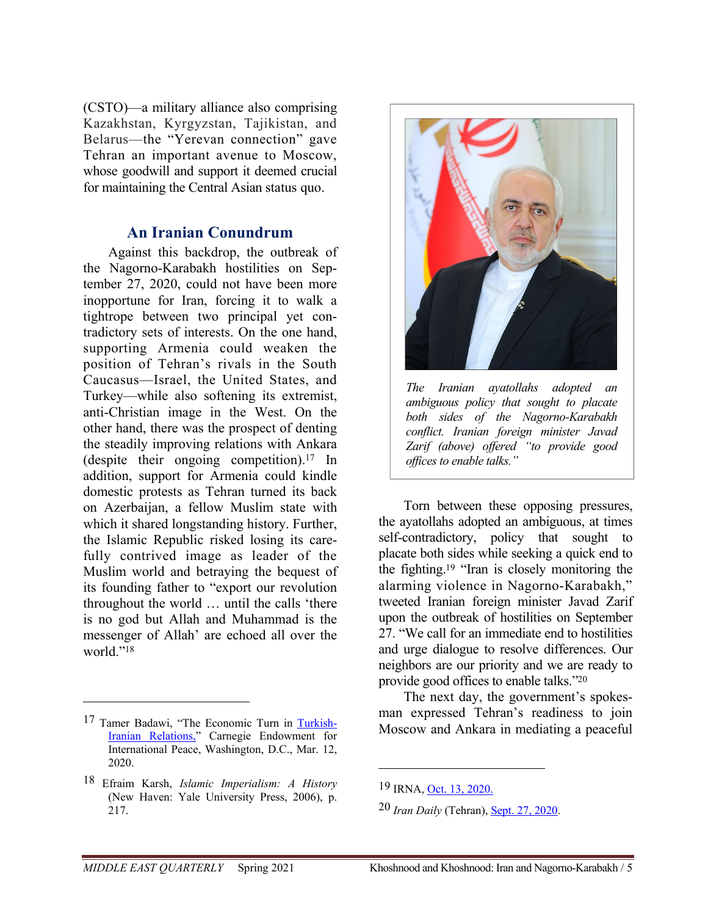(CSTO)—a military alliance also comprising Kazakhstan, Kyrgyzstan, Tajikistan, and Belarus—the "Yerevan connection" gave Tehran an important avenue to Moscow, whose goodwill and support it deemed crucial for maintaining the Central Asian status quo.

## An Iranian Conundrum

Against this backdrop, the outbreak of the Nagorno-Karabakh hostilities on September 27, 2020, could not have been more inopportune for Iran, forcing it to walk a tightrope between two principal yet contradictory sets of interests. On the one hand, supporting Armenia could weaken the position of Tehran's rivals in the South Caucasus—Israel, the United States, and Turkey—while also softening its extremist, anti-Christian image in the West. On the other hand, there was the prospect of denting the steadily improving relations with Ankara (despite their ongoing competition).[17] In addition, support for Armenia could kindle domestic protests as Tehran turned its back on Azerbaijan, a fellow Muslim state with which it shared longstanding history. Further, the Islamic Republic risked losing its carefully contrived image as leader of the Muslim world and betraying the bequest of its founding father to "export our revolution throughout the world … until the calls 'there is no god but Allah and Muhammad is the messenger of Allah' are echoed all over the world."[18]

*The Iranian ayatollahs adopted an ambiguous policy that sought to placate both sides of the Nagorno-Karabakh conflict. Iranian foreign minister Javad Zarif (above) offered "to provide good offices to enable talks."*

Torn between these opposing pressures, the ayatollahs adopted an ambiguous, at times self-contradictory, policy that sought to placate both sides while seeking a quick end to the fighting.[19] "Iran is closely monitoring the alarming violence in Nagorno-Karabakh," tweeted Iranian foreign minister Javad Zarif upon the outbreak of hostilities on September 27. "We call for an immediate end to hostilities and urge dialogue to resolve differences. Our neighbors are our priority and we are ready to provide good offices to enable talks."[20]

The next day, the government's spokesman expressed Tehran's readiness to join Moscow and Ankara in mediating a peaceful

---

17 Tamer Badawi, "The Economic Turn in Turkish-Iranian Relations," Carnegie Endowment for International Peace, Washington, D.C., Mar. 12, 2020.

18 Efraim Karsh, *Islamic Imperialism: A History* (New Haven: Yale University Press, 2006), p. 217.

19 IRNA, Oct. 13, 2020.

20 *Iran Daily* (Tehran), Sept. 27, 2020.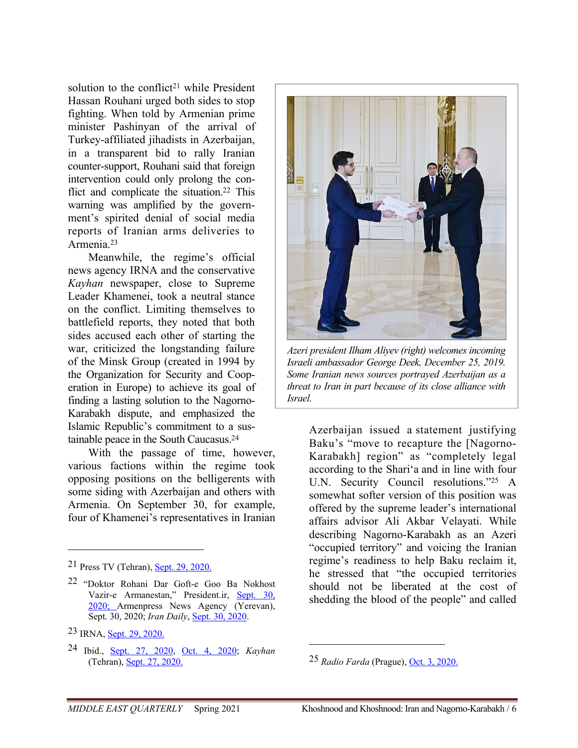solution to the conflict[21] while President Hassan Rouhani urged both sides to stop fighting. When told by Armenian prime minister Pashinyan of the arrival of Turkey-affiliated jihadists in Azerbaijan, in a transparent bid to rally Iranian counter-support, Rouhani said that foreign intervention could only prolong the conflict and complicate the situation.[22] This warning was amplified by the government's spirited denial of social media reports of Iranian arms deliveries to Armenia.[23]

Meanwhile, the regime's official news agency IRNA and the conservative *Kayhan* newspaper, close to Supreme Leader Khamenei, took a neutral stance on the conflict. Limiting themselves to battlefield reports, they noted that both sides accused each other of starting the war, criticized the longstanding failure of the Minsk Group (created in 1994 by the Organization for Security and Cooperation in Europe) to achieve its goal of finding a lasting solution to the Nagorno-Karabakh dispute, and emphasized the Islamic Republic's commitment to a sustainable peace in the South Caucasus.[24]

With the passage of time, however, various factions within the regime took opposing positions on the belligerents with some siding with Azerbaijan and others with Armenia. On September 30, for example, four of Khamenei's representatives in Iranian Azerbaijan issued a statement justifying Baku's "move to recapture the [Nagorno-Karabakh] region" as "completely legal according to the Shari'a and in line with four U.N. Security Council resolutions."[25] A somewhat softer version of this position was offered by the supreme leader's international affairs advisor Ali Akbar Velayati. While describing Nagorno-Karabakh as an Azeri "occupied territory" and voicing the Iranian regime's readiness to help Baku reclaim it, he stressed that "the occupied territories should not be liberated at the cost of shedding the blood of the people" and called

*Azeri president Ilham Aliyev (right) welcomes incoming Israeli ambassador George Deek, December 25, 2019. Some Iranian news sources portrayed Azerbaijan as a threat to Iran in part because of its close alliance with Israel.*

---

21 Press TV (Tehran), Sept. 29, 2020.

22 "Doktor Rohani Dar Goft-e Goo Ba Nokhost Vazir-e Armanestan," President.ir, Sept. 30, 2020; Armenpress News Agency (Yerevan), Sept. 30, 2020; *Iran Daily*, Sept. 30, 2020.

23 IRNA, Sept. 29, 2020.

24 Ibid., Sept. 27, 2020, Oct. 4, 2020; *Kayhan* (Tehran), Sept. 27, 2020.

25 *Radio Farda* (Prague), Oct. 3, 2020.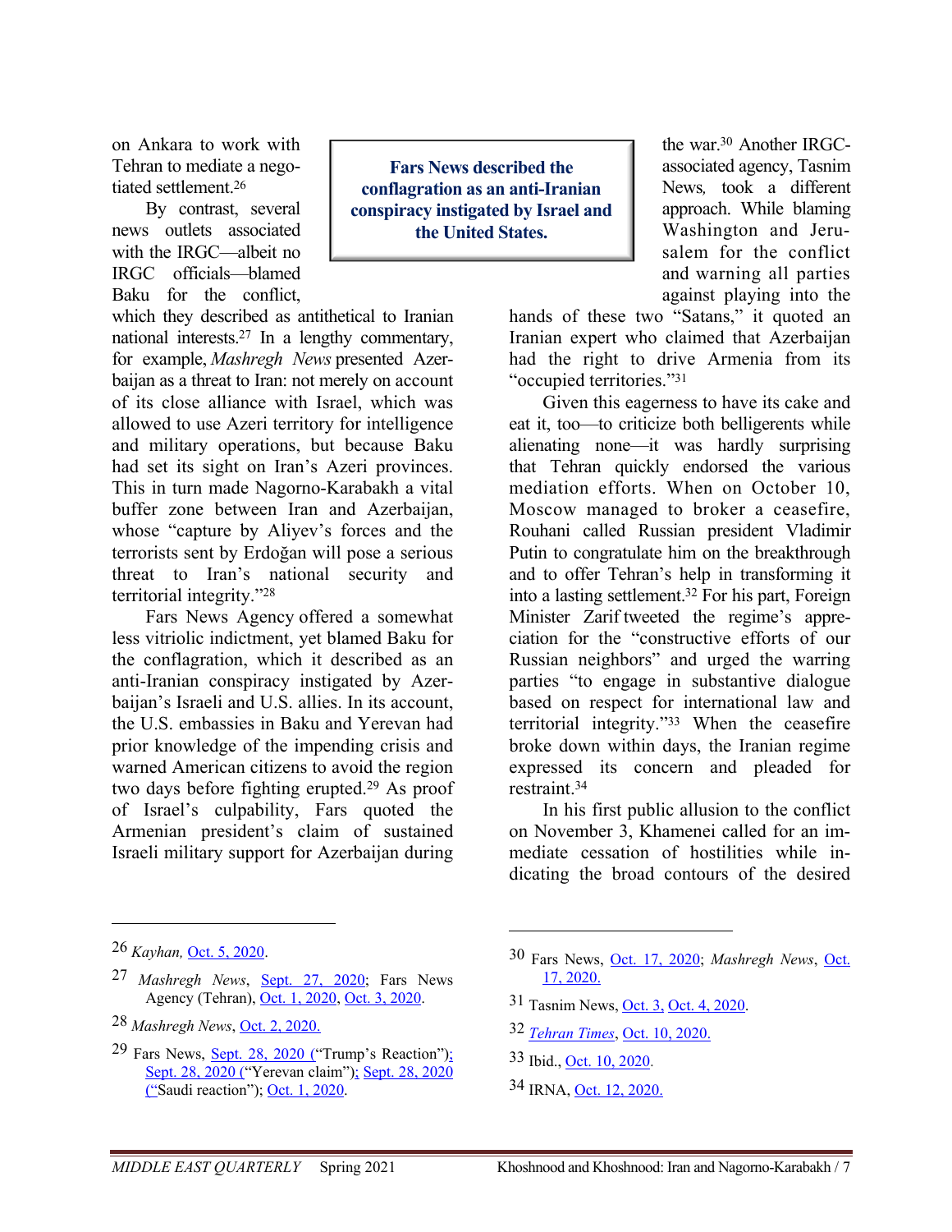on Ankara to work with Tehran to mediate a negotiated settlement.[26]

By contrast, several news outlets associated with the IRGC—albeit no IRGC officials—blamed Baku for the conflict, which they described as antithetical to Iranian national interests.[27] In a lengthy commentary, for example, *Mashregh News* presented Azerbaijan as a threat to Iran: not merely on account of its close alliance with Israel, which was allowed to use Azeri territory for intelligence and military operations, but because Baku had set its sight on Iran's Azeri provinces. This in turn made Nagorno-Karabakh a vital buffer zone between Iran and Azerbaijan, whose "capture by Aliyev's forces and the terrorists sent by Erdoğan will pose a serious threat to Iran's national security and territorial integrity."[28]

Fars News Agency offered a somewhat less vitriolic indictment, yet blamed Baku for the conflagration, which it described as an anti-Iranian conspiracy instigated by Azerbaijan's Israeli and U.S. allies. In its account, the U.S. embassies in Baku and Yerevan had prior knowledge of the impending crisis and warned American citizens to avoid the region two days before fighting erupted.[29] As proof of Israel's culpability, Fars quoted the Armenian president's claim of sustained Israeli military support for Azerbaijan during the war.[30] Another IRGC-associated agency, Tasnim News, took a different approach. While blaming Washington and Jerusalem for the conflict and warning all parties against playing into the hands of these two "Satans," it quoted an Iranian expert who claimed that Azerbaijan had the right to drive Armenia from its "occupied territories."[31]

**Fars News described the conflagration as an anti-Iranian conspiracy instigated by Israel and the United States.**

Given this eagerness to have its cake and eat it, too—to criticize both belligerents while alienating none—it was hardly surprising that Tehran quickly endorsed the various mediation efforts. When on October 10, Moscow managed to broker a ceasefire, Rouhani called Russian president Vladimir Putin to congratulate him on the breakthrough and to offer Tehran's help in transforming it into a lasting settlement.[32] For his part, Foreign Minister Zarif tweeted the regime's appreciation for the "constructive efforts of our Russian neighbors" and urged the warring parties "to engage in substantive dialogue based on respect for international law and territorial integrity."[33] When the ceasefire broke down within days, the Iranian regime expressed its concern and pleaded for restraint.[34]

In his first public allusion to the conflict on November 3, Khamenei called for an immediate cessation of hostilities while indicating the broad contours of the desired

---

26 *Kayhan,* Oct. 5, 2020.

27 *Mashregh News*, Sept. 27, 2020; Fars News Agency (Tehran), Oct. 1, 2020, Oct. 3, 2020.

28 *Mashregh News*, Oct. 2, 2020.

29 Fars News, Sept. 28, 2020 ("Trump's Reaction"); Sept. 28, 2020 ("Yerevan claim"); Sept. 28, 2020 ("Saudi reaction"); Oct. 1, 2020.

30 Fars News, Oct. 17, 2020; *Mashregh News*, Oct. 17, 2020.

31 Tasnim News, Oct. 3, Oct. 4, 2020.

32 *Tehran Times*, Oct. 10, 2020.

33 Ibid., Oct. 10, 2020.

34 IRNA, Oct. 12, 2020.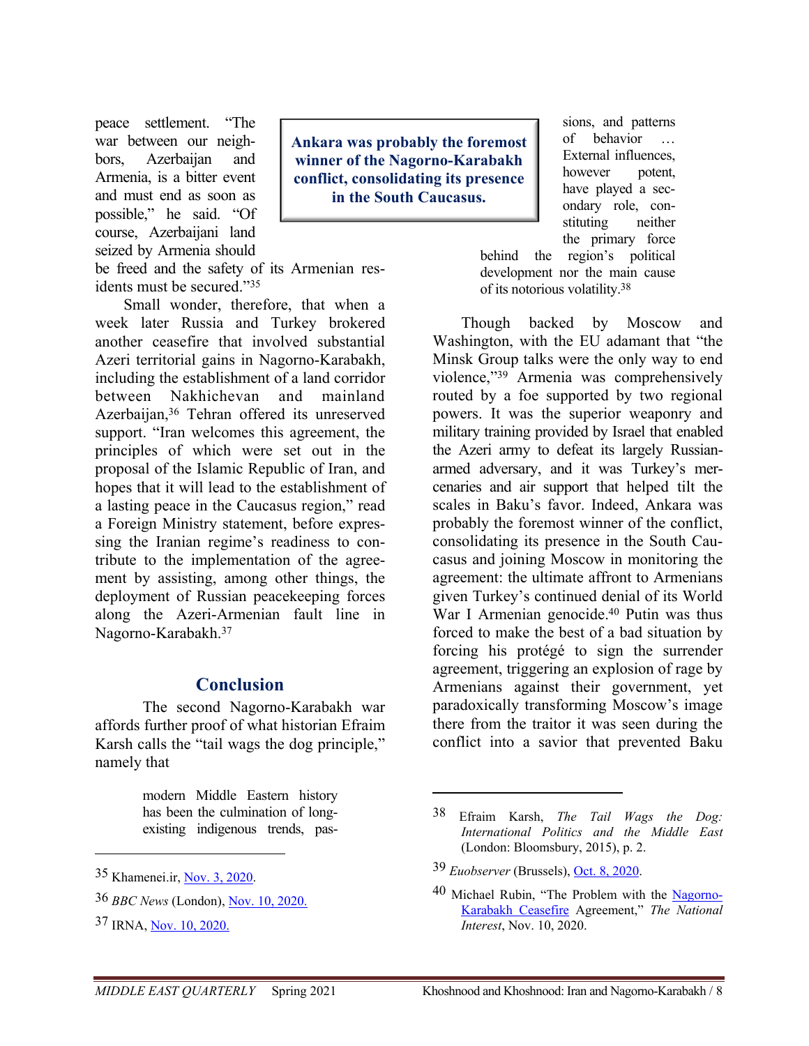peace settlement. "The war between our neighbors, Azerbaijan and Armenia, is a bitter event and must end as soon as possible," he said. "Of course, Azerbaijani land seized by Armenia should be freed and the safety of its Armenian residents must be secured."[35]

Small wonder, therefore, that when a week later Russia and Turkey brokered another ceasefire that involved substantial Azeri territorial gains in Nagorno-Karabakh, including the establishment of a land corridor between Nakhichevan and mainland Azerbaijan,[36] Tehran offered its unreserved support. "Iran welcomes this agreement, the principles of which were set out in the proposal of the Islamic Republic of Iran, and hopes that it will lead to the establishment of a lasting peace in the Caucasus region," read a Foreign Ministry statement, before expressing the Iranian regime's readiness to contribute to the implementation of the agreement by assisting, among other things, the deployment of Russian peacekeeping forces along the Azeri-Armenian fault line in Nagorno-Karabakh.[37]

## Conclusion

The second Nagorno-Karabakh war affords further proof of what historian Efraim Karsh calls the "tail wags the dog principle," namely that

> modern Middle Eastern history has been the culmination of long-existing indigenous trends, passions, and patterns of behavior … External influences, however potent, have played a secondary role, constituting neither the primary force behind the region's political development nor the main cause of its notorious volatility.[38]

**Ankara was probably the foremost winner of the Nagorno-Karabakh conflict, consolidating its presence in the South Caucasus.**

Though backed by Moscow and Washington, with the EU adamant that "the Minsk Group talks were the only way to end violence,"[39] Armenia was comprehensively routed by a foe supported by two regional powers. It was the superior weaponry and military training provided by Israel that enabled the Azeri army to defeat its largely Russian-armed adversary, and it was Turkey's mercenaries and air support that helped tilt the scales in Baku's favor. Indeed, Ankara was probably the foremost winner of the conflict, consolidating its presence in the South Caucasus and joining Moscow in monitoring the agreement: the ultimate affront to Armenians given Turkey's continued denial of its World War I Armenian genocide.[40] Putin was thus forced to make the best of a bad situation by forcing his protégé to sign the surrender agreement, triggering an explosion of rage by Armenians against their government, yet paradoxically transforming Moscow's image there from the traitor it was seen during the conflict into a savior that prevented Baku

---

35 Khamenei.ir, Nov. 3, 2020.

36 *BBC News* (London), Nov. 10, 2020.

37 IRNA, Nov. 10, 2020.

38 Efraim Karsh, *The Tail Wags the Dog: International Politics and the Middle East* (London: Bloomsbury, 2015), p. 2.

39 *Euobserver* (Brussels), Oct. 8, 2020.

40 Michael Rubin, "The Problem with the Nagorno-Karabakh Ceasefire Agreement," *The National Interest*, Nov. 10, 2020.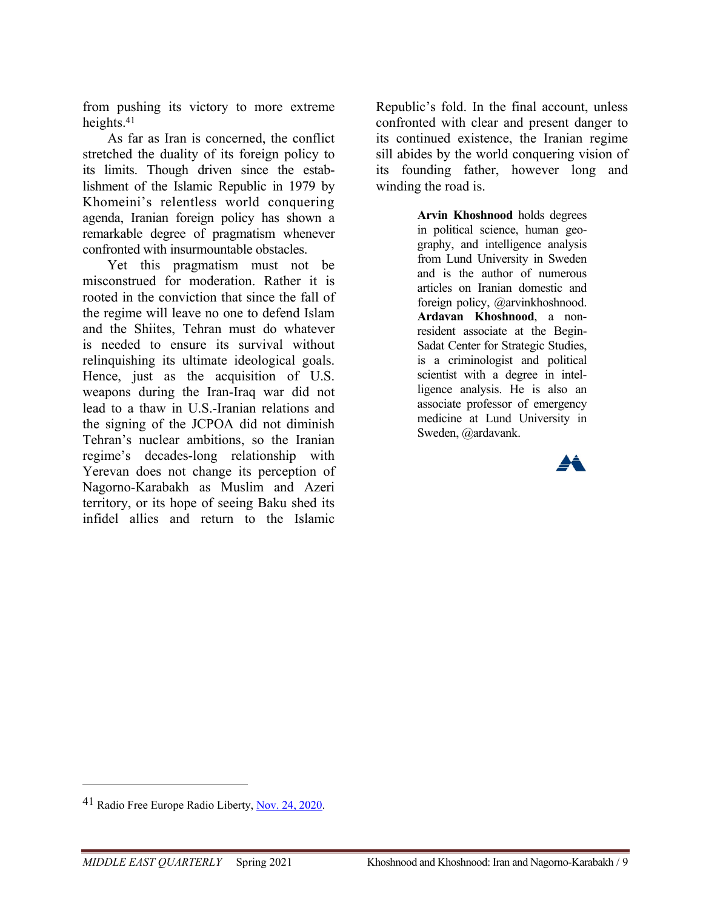from pushing its victory to more extreme heights.[41]

As far as Iran is concerned, the conflict stretched the duality of its foreign policy to its limits. Though driven since the establishment of the Islamic Republic in 1979 by Khomeini's relentless world conquering agenda, Iranian foreign policy has shown a remarkable degree of pragmatism whenever confronted with insurmountable obstacles.

Yet this pragmatism must not be misconstrued for moderation. Rather it is rooted in the conviction that since the fall of the regime will leave no one to defend Islam and the Shiites, Tehran must do whatever is needed to ensure its survival without relinquishing its ultimate ideological goals. Hence, just as the acquisition of U.S. weapons during the Iran-Iraq war did not lead to a thaw in U.S.-Iranian relations and the signing of the JCPOA did not diminish Tehran's nuclear ambitions, so the Iranian regime's decades-long relationship with Yerevan does not change its perception of Nagorno-Karabakh as Muslim and Azeri territory, or its hope of seeing Baku shed its infidel allies and return to the Islamic Republic's fold. In the final account, unless confronted with clear and present danger to its continued existence, the Iranian regime sill abides by the world conquering vision of its founding father, however long and winding the road is.

**Arvin Khoshnood** holds degrees in political science, human geography, and intelligence analysis from Lund University in Sweden and is the author of numerous articles on Iranian domestic and foreign policy, @arvinkhoshnood. **Ardavan Khoshnood**, a non-resident associate at the Begin-Sadat Center for Strategic Studies, is a criminologist and political scientist with a degree in intelligence analysis. He is also an associate professor of emergency medicine at Lund University in Sweden, @ardavank.

---

41 Radio Free Europe Radio Liberty, Nov. 24, 2020.